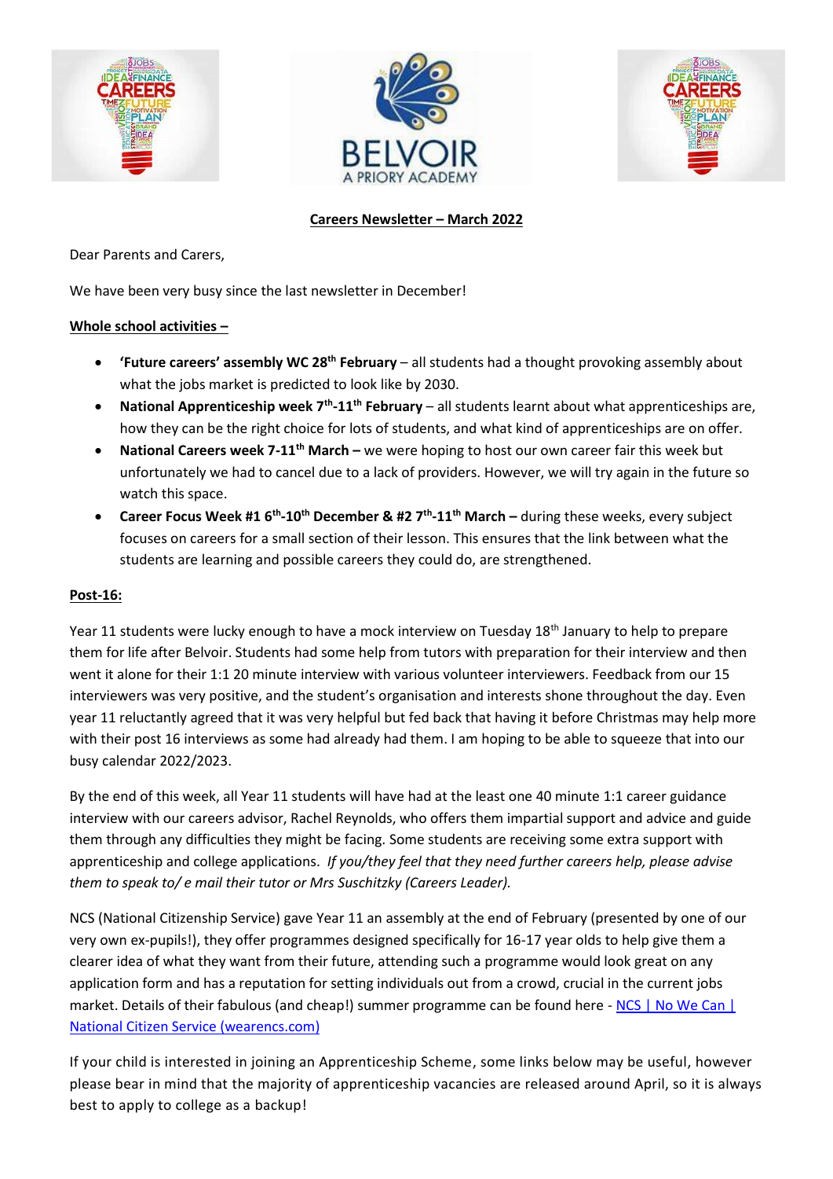**Careers Newsletter – March 2022**

Dear Parents and Carers,

We have been very busy since the last newsletter in December!

**Whole school activities –**

- **'Future careers' assembly WC 28th February** – all students had a thought provoking assembly about what the jobs market is predicted to look like by 2030.
- **National Apprenticeship week 7th-11th February** – all students learnt about what apprenticeships are, how they can be the right choice for lots of students, and what kind of apprenticeships are on offer.
- **National Careers week 7-11th March –** we were hoping to host our own career fair this week but unfortunately we had to cancel due to a lack of providers. However, we will try again in the future so watch this space.
- **Career Focus Week #1 6th-10th December & #2 7th-11th March –** during these weeks, every subject focuses on careers for a small section of their lesson. This ensures that the link between what the students are learning and possible careers they could do, are strengthened.

**Post-16:**

Year 11 students were lucky enough to have a mock interview on Tuesday 18th January to help to prepare them for life after Belvoir. Students had some help from tutors with preparation for their interview and then went it alone for their 1:1 20 minute interview with various volunteer interviewers. Feedback from our 15 interviewers was very positive, and the student's organisation and interests shone throughout the day. Even year 11 reluctantly agreed that it was very helpful but fed back that having it before Christmas may help more with their post 16 interviews as some had already had them. I am hoping to be able to squeeze that into our busy calendar 2022/2023.

By the end of this week, all Year 11 students will have had at the least one 40 minute 1:1 career guidance interview with our careers advisor, Rachel Reynolds, who offers them impartial support and advice and guide them through any difficulties they might be facing. Some students are receiving some extra support with apprenticeship and college applications. *If you/they feel that they need further careers help, please advise them to speak to/ e mail their tutor or Mrs Suschitzky (Careers Leader).*

NCS (National Citizenship Service) gave Year 11 an assembly at the end of February (presented by one of our very own ex-pupils!), they offer programmes designed specifically for 16-17 year olds to help give them a clearer idea of what they want from their future, attending such a programme would look great on any application form and has a reputation for setting individuals out from a crowd, crucial in the current jobs market. Details of their fabulous (and cheap!) summer programme can be found here - NCS | No We Can | National Citizen Service (wearencs.com)

If your child is interested in joining an Apprenticeship Scheme, some links below may be useful, however please bear in mind that the majority of apprenticeship vacancies are released around April, so it is always best to apply to college as a backup!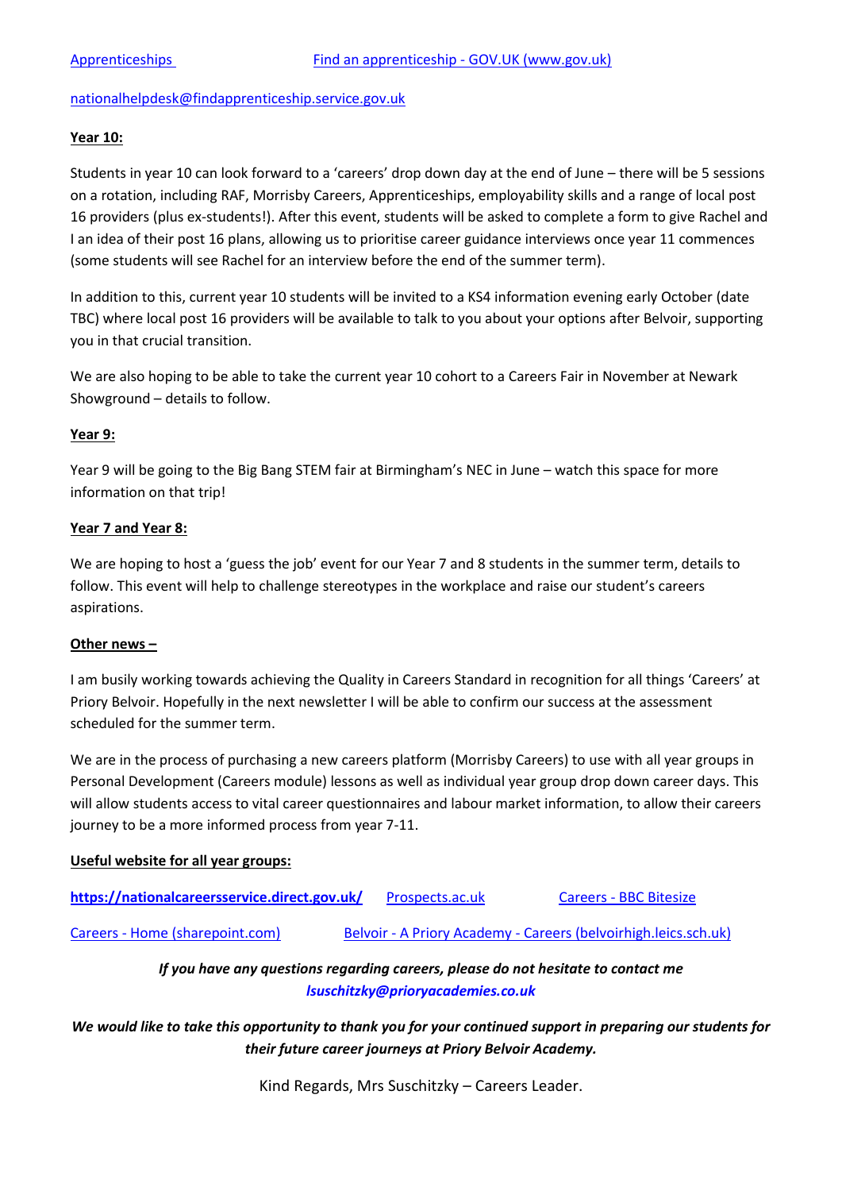Apprenticeships Find an apprenticeship - GOV.UK (www.gov.uk)

nationalhelpdesk@findapprenticeship.service.gov.uk

**Year 10:**

Students in year 10 can look forward to a 'careers' drop down day at the end of June – there will be 5 sessions on a rotation, including RAF, Morrisby Careers, Apprenticeships, employability skills and a range of local post 16 providers (plus ex-students!). After this event, students will be asked to complete a form to give Rachel and I an idea of their post 16 plans, allowing us to prioritise career guidance interviews once year 11 commences (some students will see Rachel for an interview before the end of the summer term).

In addition to this, current year 10 students will be invited to a KS4 information evening early October (date TBC) where local post 16 providers will be available to talk to you about your options after Belvoir, supporting you in that crucial transition.

We are also hoping to be able to take the current year 10 cohort to a Careers Fair in November at Newark Showground – details to follow.

**Year 9:**

Year 9 will be going to the Big Bang STEM fair at Birmingham's NEC in June – watch this space for more information on that trip!

**Year 7 and Year 8:**

We are hoping to host a 'guess the job' event for our Year 7 and 8 students in the summer term, details to follow. This event will help to challenge stereotypes in the workplace and raise our student's careers aspirations.

**Other news –**

I am busily working towards achieving the Quality in Careers Standard in recognition for all things 'Careers' at Priory Belvoir. Hopefully in the next newsletter I will be able to confirm our success at the assessment scheduled for the summer term.

We are in the process of purchasing a new careers platform (Morrisby Careers) to use with all year groups in Personal Development (Careers module) lessons as well as individual year group drop down career days. This will allow students access to vital career questionnaires and labour market information, to allow their careers journey to be a more informed process from year 7-11.

**Useful website for all year groups:**

**https://nationalcareersservice.direct.gov.uk/** Prospects.ac.uk Careers - BBC Bitesize

Careers - Home (sharepoint.com) Belvoir - A Priory Academy - Careers (belvoirhigh.leics.sch.uk)

***If you have any questions regarding careers, please do not hesitate to contact me***
***lsuschitzky@prioryacademies.co.uk***

***We would like to take this opportunity to thank you for your continued support in preparing our students for their future career journeys at Priory Belvoir Academy.***

Kind Regards, Mrs Suschitzky – Careers Leader.